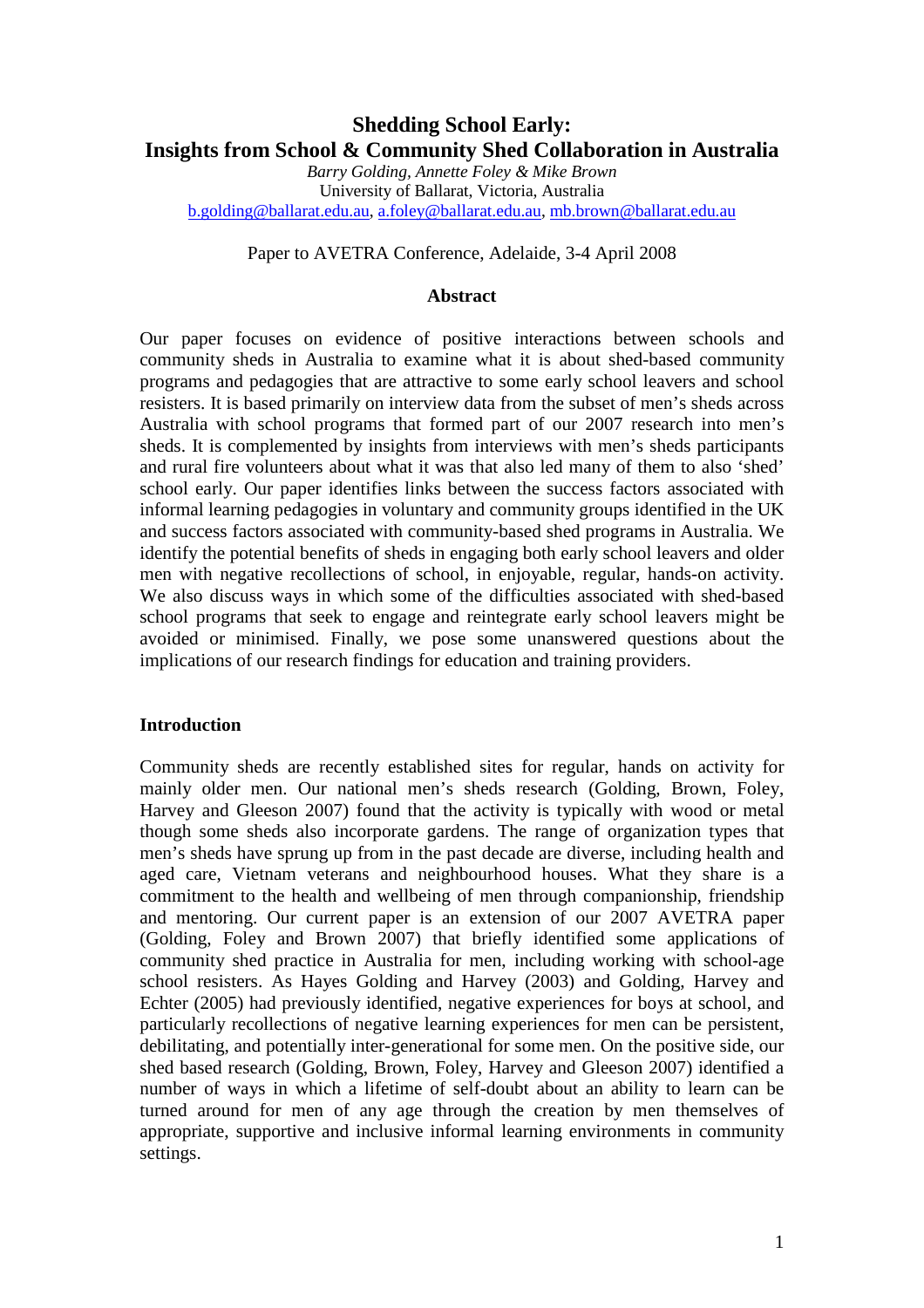# Shedding School Early: Insights from School & Community Shed Collaboration in Australia

*Barry Golding, Annette Foley & Mike Brown*
University of Ballarat, Victoria, Australia
b.golding@ballarat.edu.au, a.foley@ballarat.edu.au, mb.brown@ballarat.edu.au

Paper to AVETRA Conference, Adelaide, 3-4 April 2008

## Abstract

Our paper focuses on evidence of positive interactions between schools and community sheds in Australia to examine what it is about shed-based community programs and pedagogies that are attractive to some early school leavers and school resisters. It is based primarily on interview data from the subset of men's sheds across Australia with school programs that formed part of our 2007 research into men's sheds. It is complemented by insights from interviews with men's sheds participants and rural fire volunteers about what it was that also led many of them to also 'shed' school early. Our paper identifies links between the success factors associated with informal learning pedagogies in voluntary and community groups identified in the UK and success factors associated with community-based shed programs in Australia. We identify the potential benefits of sheds in engaging both early school leavers and older men with negative recollections of school, in enjoyable, regular, hands-on activity. We also discuss ways in which some of the difficulties associated with shed-based school programs that seek to engage and reintegrate early school leavers might be avoided or minimised. Finally, we pose some unanswered questions about the implications of our research findings for education and training providers.

## Introduction

Community sheds are recently established sites for regular, hands on activity for mainly older men. Our national men's sheds research (Golding, Brown, Foley, Harvey and Gleeson 2007) found that the activity is typically with wood or metal though some sheds also incorporate gardens. The range of organization types that men's sheds have sprung up from in the past decade are diverse, including health and aged care, Vietnam veterans and neighbourhood houses. What they share is a commitment to the health and wellbeing of men through companionship, friendship and mentoring. Our current paper is an extension of our 2007 AVETRA paper (Golding, Foley and Brown 2007) that briefly identified some applications of community shed practice in Australia for men, including working with school-age school resisters. As Hayes Golding and Harvey (2003) and Golding, Harvey and Echter (2005) had previously identified, negative experiences for boys at school, and particularly recollections of negative learning experiences for men can be persistent, debilitating, and potentially inter-generational for some men. On the positive side, our shed based research (Golding, Brown, Foley, Harvey and Gleeson 2007) identified a number of ways in which a lifetime of self-doubt about an ability to learn can be turned around for men of any age through the creation by men themselves of appropriate, supportive and inclusive informal learning environments in community settings.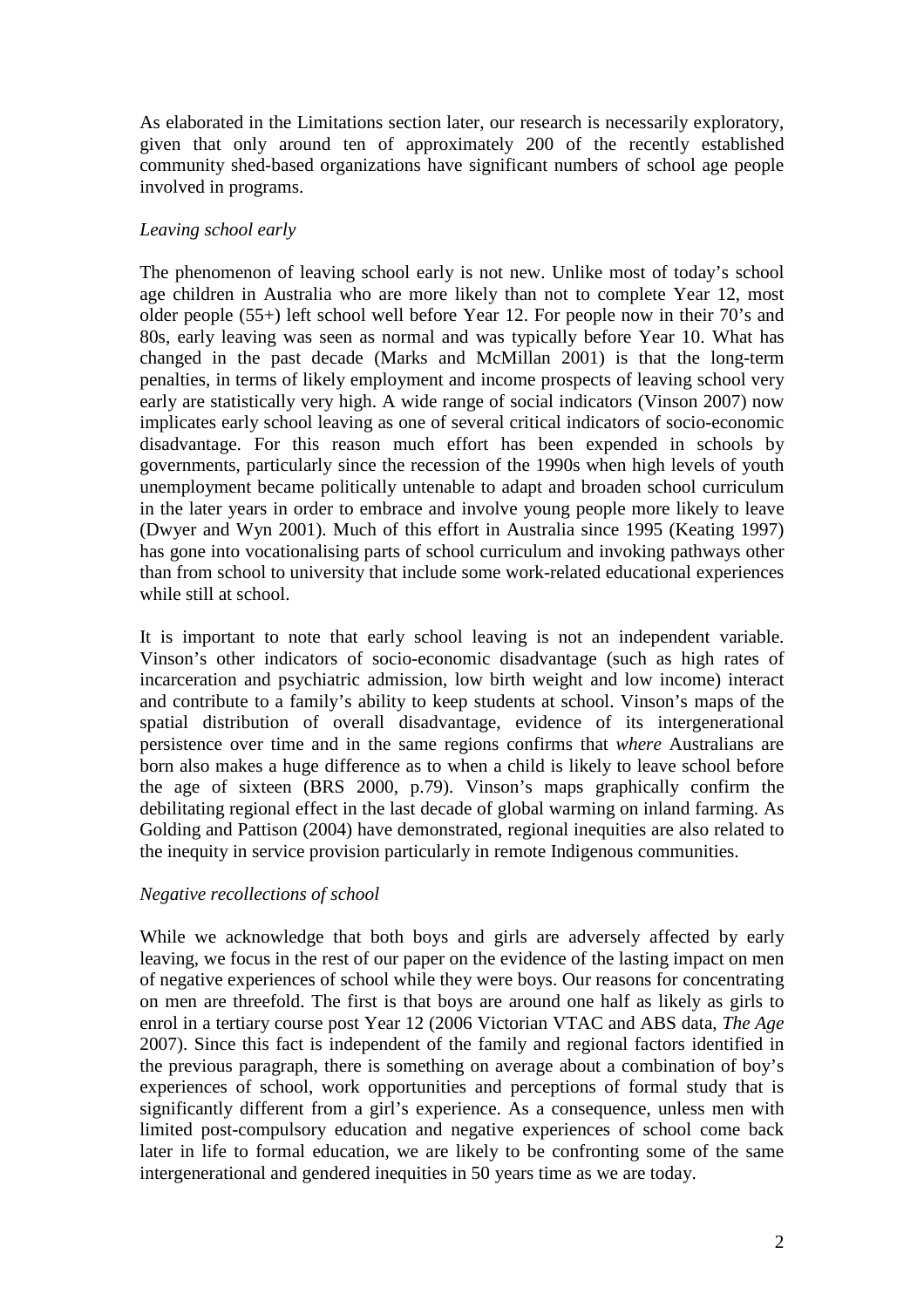As elaborated in the Limitations section later, our research is necessarily exploratory, given that only around ten of approximately 200 of the recently established community shed-based organizations have significant numbers of school age people involved in programs.

*Leaving school early*

The phenomenon of leaving school early is not new. Unlike most of today's school age children in Australia who are more likely than not to complete Year 12, most older people (55+) left school well before Year 12. For people now in their 70's and 80s, early leaving was seen as normal and was typically before Year 10. What has changed in the past decade (Marks and McMillan 2001) is that the long-term penalties, in terms of likely employment and income prospects of leaving school very early are statistically very high. A wide range of social indicators (Vinson 2007) now implicates early school leaving as one of several critical indicators of socio-economic disadvantage. For this reason much effort has been expended in schools by governments, particularly since the recession of the 1990s when high levels of youth unemployment became politically untenable to adapt and broaden school curriculum in the later years in order to embrace and involve young people more likely to leave (Dwyer and Wyn 2001). Much of this effort in Australia since 1995 (Keating 1997) has gone into vocationalising parts of school curriculum and invoking pathways other than from school to university that include some work-related educational experiences while still at school.

It is important to note that early school leaving is not an independent variable. Vinson's other indicators of socio-economic disadvantage (such as high rates of incarceration and psychiatric admission, low birth weight and low income) interact and contribute to a family's ability to keep students at school. Vinson's maps of the spatial distribution of overall disadvantage, evidence of its intergenerational persistence over time and in the same regions confirms that *where* Australians are born also makes a huge difference as to when a child is likely to leave school before the age of sixteen (BRS 2000, p.79). Vinson's maps graphically confirm the debilitating regional effect in the last decade of global warming on inland farming. As Golding and Pattison (2004) have demonstrated, regional inequities are also related to the inequity in service provision particularly in remote Indigenous communities.

*Negative recollections of school*

While we acknowledge that both boys and girls are adversely affected by early leaving, we focus in the rest of our paper on the evidence of the lasting impact on men of negative experiences of school while they were boys. Our reasons for concentrating on men are threefold. The first is that boys are around one half as likely as girls to enrol in a tertiary course post Year 12 (2006 Victorian VTAC and ABS data, *The Age* 2007). Since this fact is independent of the family and regional factors identified in the previous paragraph, there is something on average about a combination of boy's experiences of school, work opportunities and perceptions of formal study that is significantly different from a girl's experience. As a consequence, unless men with limited post-compulsory education and negative experiences of school come back later in life to formal education, we are likely to be confronting some of the same intergenerational and gendered inequities in 50 years time as we are today.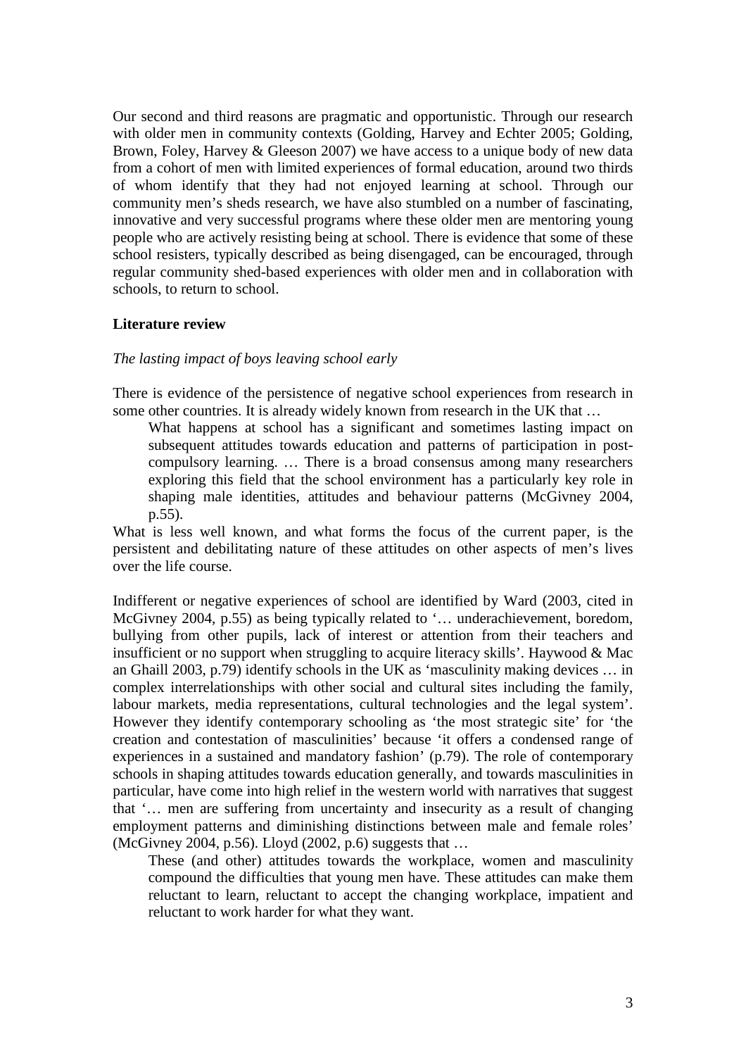Our second and third reasons are pragmatic and opportunistic. Through our research with older men in community contexts (Golding, Harvey and Echter 2005; Golding, Brown, Foley, Harvey & Gleeson 2007) we have access to a unique body of new data from a cohort of men with limited experiences of formal education, around two thirds of whom identify that they had not enjoyed learning at school. Through our community men's sheds research, we have also stumbled on a number of fascinating, innovative and very successful programs where these older men are mentoring young people who are actively resisting being at school. There is evidence that some of these school resisters, typically described as being disengaged, can be encouraged, through regular community shed-based experiences with older men and in collaboration with schools, to return to school.

## Literature review

*The lasting impact of boys leaving school early*

There is evidence of the persistence of negative school experiences from research in some other countries. It is already widely known from research in the UK that …

> What happens at school has a significant and sometimes lasting impact on subsequent attitudes towards education and patterns of participation in post-compulsory learning. … There is a broad consensus among many researchers exploring this field that the school environment has a particularly key role in shaping male identities, attitudes and behaviour patterns (McGivney 2004, p.55).

What is less well known, and what forms the focus of the current paper, is the persistent and debilitating nature of these attitudes on other aspects of men's lives over the life course.

Indifferent or negative experiences of school are identified by Ward (2003, cited in McGivney 2004, p.55) as being typically related to '… underachievement, boredom, bullying from other pupils, lack of interest or attention from their teachers and insufficient or no support when struggling to acquire literacy skills'. Haywood & Mac an Ghaill 2003, p.79) identify schools in the UK as 'masculinity making devices … in complex interrelationships with other social and cultural sites including the family, labour markets, media representations, cultural technologies and the legal system'. However they identify contemporary schooling as 'the most strategic site' for 'the creation and contestation of masculinities' because 'it offers a condensed range of experiences in a sustained and mandatory fashion' (p.79). The role of contemporary schools in shaping attitudes towards education generally, and towards masculinities in particular, have come into high relief in the western world with narratives that suggest that '… men are suffering from uncertainty and insecurity as a result of changing employment patterns and diminishing distinctions between male and female roles' (McGivney 2004, p.56). Lloyd (2002, p.6) suggests that …

> These (and other) attitudes towards the workplace, women and masculinity compound the difficulties that young men have. These attitudes can make them reluctant to learn, reluctant to accept the changing workplace, impatient and reluctant to work harder for what they want.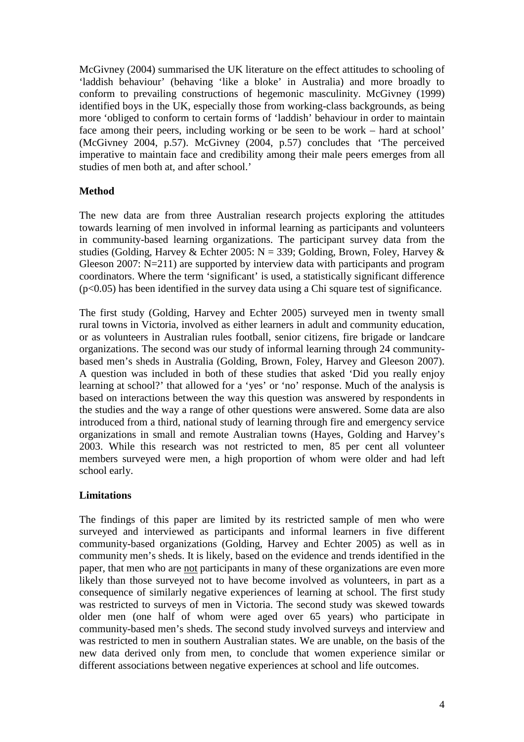McGivney (2004) summarised the UK literature on the effect attitudes to schooling of 'laddish behaviour' (behaving 'like a bloke' in Australia) and more broadly to conform to prevailing constructions of hegemonic masculinity. McGivney (1999) identified boys in the UK, especially those from working-class backgrounds, as being more 'obliged to conform to certain forms of 'laddish' behaviour in order to maintain face among their peers, including working or be seen to be work – hard at school' (McGivney 2004, p.57). McGivney (2004, p.57) concludes that 'The perceived imperative to maintain face and credibility among their male peers emerges from all studies of men both at, and after school.'

## Method

The new data are from three Australian research projects exploring the attitudes towards learning of men involved in informal learning as participants and volunteers in community-based learning organizations. The participant survey data from the studies (Golding, Harvey & Echter 2005: N = 339; Golding, Brown, Foley, Harvey & Gleeson 2007: N=211) are supported by interview data with participants and program coordinators. Where the term 'significant' is used, a statistically significant difference ($p<0.05$) has been identified in the survey data using a Chi square test of significance.

The first study (Golding, Harvey and Echter 2005) surveyed men in twenty small rural towns in Victoria, involved as either learners in adult and community education, or as volunteers in Australian rules football, senior citizens, fire brigade or landcare organizations. The second was our study of informal learning through 24 community-based men's sheds in Australia (Golding, Brown, Foley, Harvey and Gleeson 2007). A question was included in both of these studies that asked 'Did you really enjoy learning at school?' that allowed for a 'yes' or 'no' response. Much of the analysis is based on interactions between the way this question was answered by respondents in the studies and the way a range of other questions were answered. Some data are also introduced from a third, national study of learning through fire and emergency service organizations in small and remote Australian towns (Hayes, Golding and Harvey's 2003. While this research was not restricted to men, 85 per cent all volunteer members surveyed were men, a high proportion of whom were older and had left school early.

## Limitations

The findings of this paper are limited by its restricted sample of men who were surveyed and interviewed as participants and informal learners in five different community-based organizations (Golding, Harvey and Echter 2005) as well as in community men's sheds. It is likely, based on the evidence and trends identified in the paper, that men who are <u>not</u> participants in many of these organizations are even more likely than those surveyed not to have become involved as volunteers, in part as a consequence of similarly negative experiences of learning at school. The first study was restricted to surveys of men in Victoria. The second study was skewed towards older men (one half of whom were aged over 65 years) who participate in community-based men's sheds. The second study involved surveys and interview and was restricted to men in southern Australian states. We are unable, on the basis of the new data derived only from men, to conclude that women experience similar or different associations between negative experiences at school and life outcomes.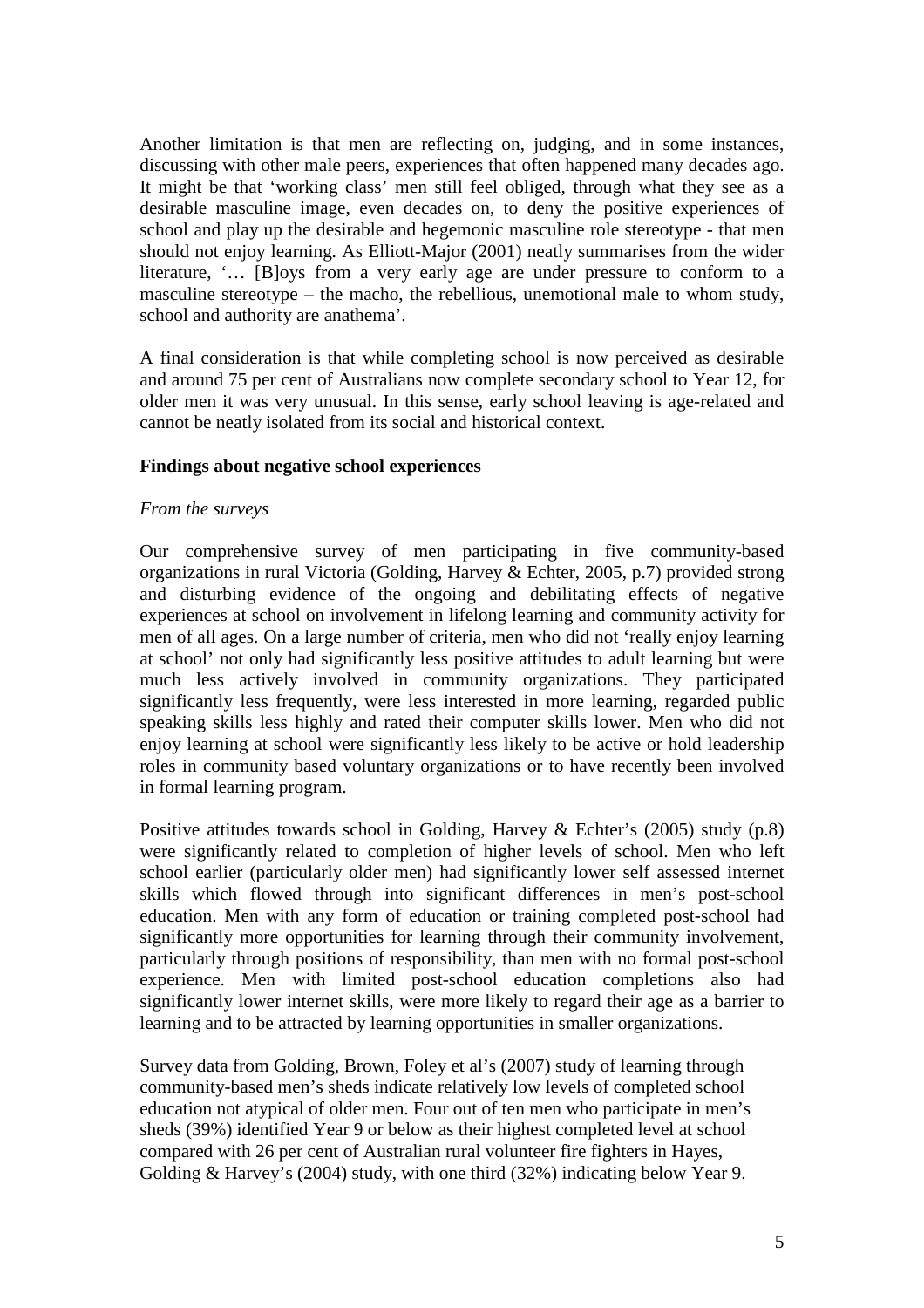Another limitation is that men are reflecting on, judging, and in some instances, discussing with other male peers, experiences that often happened many decades ago. It might be that 'working class' men still feel obliged, through what they see as a desirable masculine image, even decades on, to deny the positive experiences of school and play up the desirable and hegemonic masculine role stereotype - that men should not enjoy learning. As Elliott-Major (2001) neatly summarises from the wider literature, '… [B]oys from a very early age are under pressure to conform to a masculine stereotype – the macho, the rebellious, unemotional male to whom study, school and authority are anathema'.

A final consideration is that while completing school is now perceived as desirable and around 75 per cent of Australians now complete secondary school to Year 12, for older men it was very unusual. In this sense, early school leaving is age-related and cannot be neatly isolated from its social and historical context.

**Findings about negative school experiences**

*From the surveys*

Our comprehensive survey of men participating in five community-based organizations in rural Victoria (Golding, Harvey & Echter, 2005, p.7) provided strong and disturbing evidence of the ongoing and debilitating effects of negative experiences at school on involvement in lifelong learning and community activity for men of all ages. On a large number of criteria, men who did not 'really enjoy learning at school' not only had significantly less positive attitudes to adult learning but were much less actively involved in community organizations. They participated significantly less frequently, were less interested in more learning, regarded public speaking skills less highly and rated their computer skills lower. Men who did not enjoy learning at school were significantly less likely to be active or hold leadership roles in community based voluntary organizations or to have recently been involved in formal learning program.

Positive attitudes towards school in Golding, Harvey & Echter's (2005) study (p.8) were significantly related to completion of higher levels of school. Men who left school earlier (particularly older men) had significantly lower self assessed internet skills which flowed through into significant differences in men's post-school education. Men with any form of education or training completed post-school had significantly more opportunities for learning through their community involvement, particularly through positions of responsibility, than men with no formal post-school experience. Men with limited post-school education completions also had significantly lower internet skills, were more likely to regard their age as a barrier to learning and to be attracted by learning opportunities in smaller organizations.

Survey data from Golding, Brown, Foley et al's (2007) study of learning through community-based men's sheds indicate relatively low levels of completed school education not atypical of older men. Four out of ten men who participate in men's sheds (39%) identified Year 9 or below as their highest completed level at school compared with 26 per cent of Australian rural volunteer fire fighters in Hayes, Golding & Harvey's (2004) study, with one third (32%) indicating below Year 9.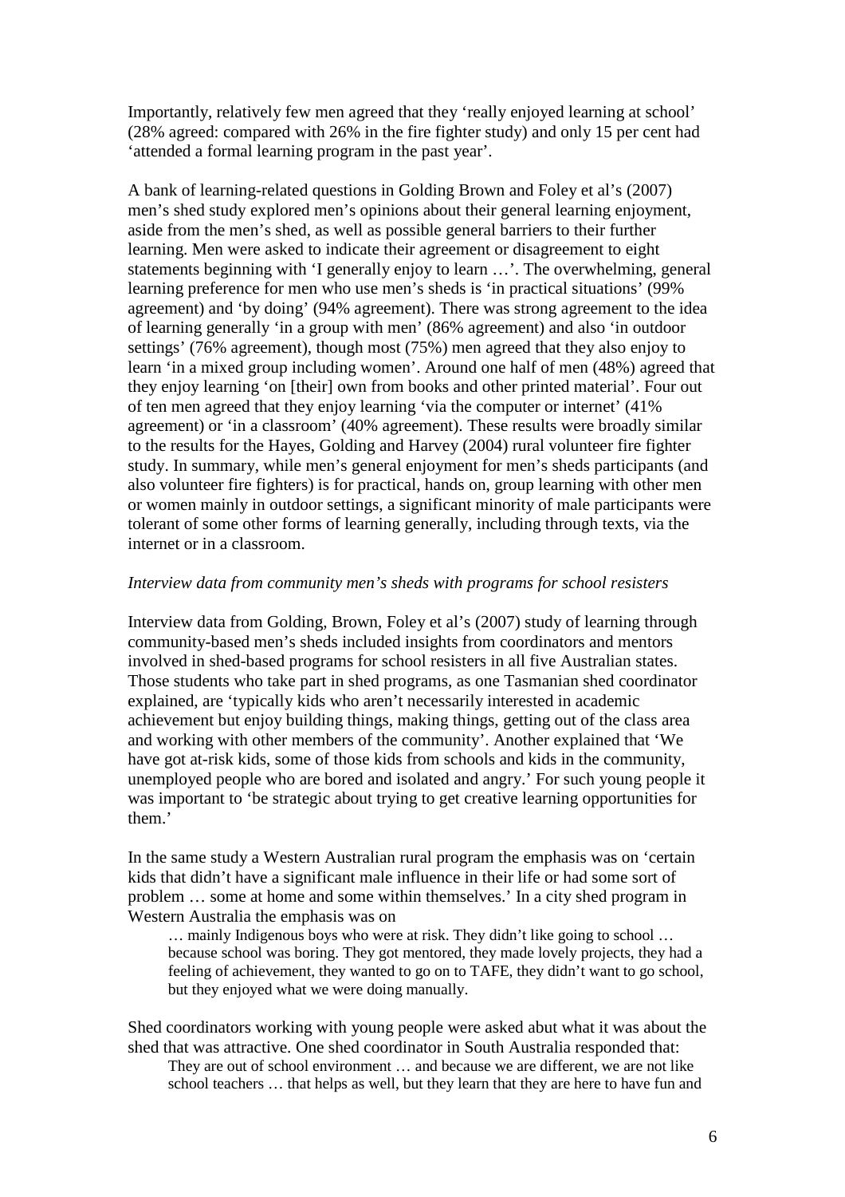Importantly, relatively few men agreed that they 'really enjoyed learning at school' (28% agreed: compared with 26% in the fire fighter study) and only 15 per cent had 'attended a formal learning program in the past year'.

A bank of learning-related questions in Golding Brown and Foley et al's (2007) men's shed study explored men's opinions about their general learning enjoyment, aside from the men's shed, as well as possible general barriers to their further learning. Men were asked to indicate their agreement or disagreement to eight statements beginning with 'I generally enjoy to learn …'. The overwhelming, general learning preference for men who use men's sheds is 'in practical situations' (99% agreement) and 'by doing' (94% agreement). There was strong agreement to the idea of learning generally 'in a group with men' (86% agreement) and also 'in outdoor settings' (76% agreement), though most (75%) men agreed that they also enjoy to learn 'in a mixed group including women'. Around one half of men (48%) agreed that they enjoy learning 'on [their] own from books and other printed material'. Four out of ten men agreed that they enjoy learning 'via the computer or internet' (41% agreement) or 'in a classroom' (40% agreement). These results were broadly similar to the results for the Hayes, Golding and Harvey (2004) rural volunteer fire fighter study. In summary, while men's general enjoyment for men's sheds participants (and also volunteer fire fighters) is for practical, hands on, group learning with other men or women mainly in outdoor settings, a significant minority of male participants were tolerant of some other forms of learning generally, including through texts, via the internet or in a classroom.

*Interview data from community men's sheds with programs for school resisters*

Interview data from Golding, Brown, Foley et al's (2007) study of learning through community-based men's sheds included insights from coordinators and mentors involved in shed-based programs for school resisters in all five Australian states. Those students who take part in shed programs, as one Tasmanian shed coordinator explained, are 'typically kids who aren't necessarily interested in academic achievement but enjoy building things, making things, getting out of the class area and working with other members of the community'. Another explained that 'We have got at-risk kids, some of those kids from schools and kids in the community, unemployed people who are bored and isolated and angry.' For such young people it was important to 'be strategic about trying to get creative learning opportunities for them.'

In the same study a Western Australian rural program the emphasis was on 'certain kids that didn't have a significant male influence in their life or had some sort of problem … some at home and some within themselves.' In a city shed program in Western Australia the emphasis was on

> … mainly Indigenous boys who were at risk. They didn't like going to school … because school was boring. They got mentored, they made lovely projects, they had a feeling of achievement, they wanted to go on to TAFE, they didn't want to go school, but they enjoyed what we were doing manually.

Shed coordinators working with young people were asked abut what it was about the shed that was attractive. One shed coordinator in South Australia responded that:

> They are out of school environment … and because we are different, we are not like school teachers … that helps as well, but they learn that they are here to have fun and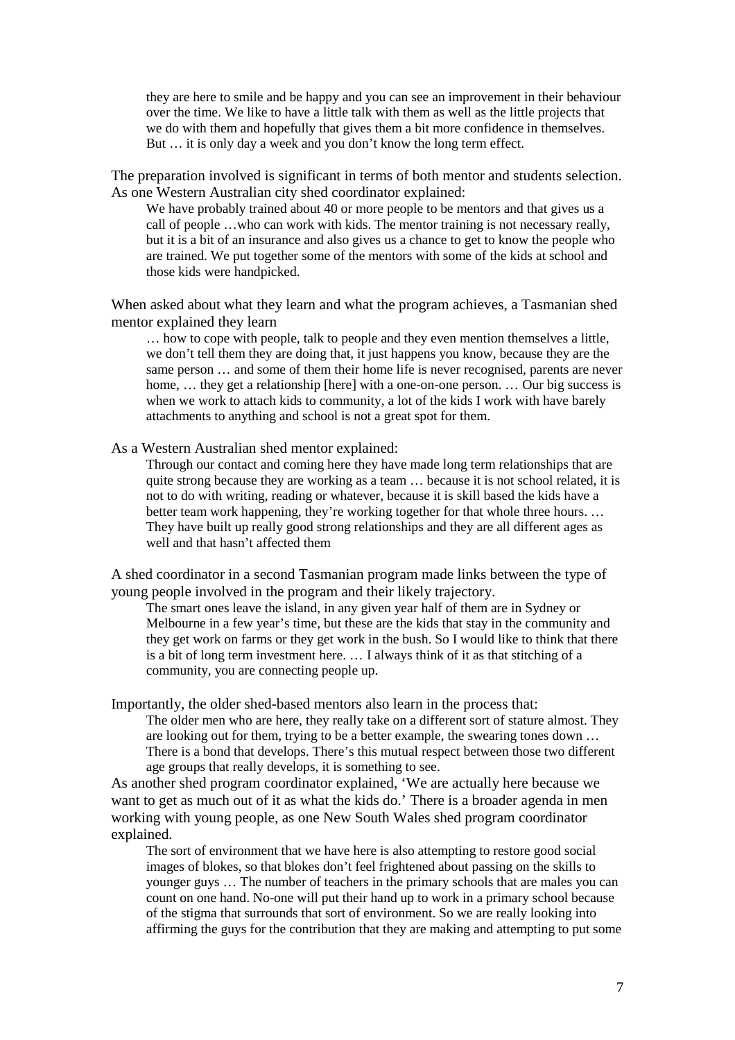> they are here to smile and be happy and you can see an improvement in their behaviour over the time. We like to have a little talk with them as well as the little projects that we do with them and hopefully that gives them a bit more confidence in themselves. But … it is only day a week and you don't know the long term effect.

The preparation involved is significant in terms of both mentor and students selection. As one Western Australian city shed coordinator explained:

> We have probably trained about 40 or more people to be mentors and that gives us a call of people …who can work with kids. The mentor training is not necessary really, but it is a bit of an insurance and also gives us a chance to get to know the people who are trained. We put together some of the mentors with some of the kids at school and those kids were handpicked.

When asked about what they learn and what the program achieves, a Tasmanian shed mentor explained they learn

> … how to cope with people, talk to people and they even mention themselves a little, we don't tell them they are doing that, it just happens you know, because they are the same person … and some of them their home life is never recognised, parents are never home, … they get a relationship [here] with a one-on-one person. … Our big success is when we work to attach kids to community, a lot of the kids I work with have barely attachments to anything and school is not a great spot for them.

As a Western Australian shed mentor explained:

> Through our contact and coming here they have made long term relationships that are quite strong because they are working as a team … because it is not school related, it is not to do with writing, reading or whatever, because it is skill based the kids have a better team work happening, they're working together for that whole three hours. … They have built up really good strong relationships and they are all different ages as well and that hasn't affected them

A shed coordinator in a second Tasmanian program made links between the type of young people involved in the program and their likely trajectory.

> The smart ones leave the island, in any given year half of them are in Sydney or Melbourne in a few year's time, but these are the kids that stay in the community and they get work on farms or they get work in the bush. So I would like to think that there is a bit of long term investment here. … I always think of it as that stitching of a community, you are connecting people up.

Importantly, the older shed-based mentors also learn in the process that:

> The older men who are here, they really take on a different sort of stature almost. They are looking out for them, trying to be a better example, the swearing tones down … There is a bond that develops. There's this mutual respect between those two different age groups that really develops, it is something to see.

As another shed program coordinator explained, 'We are actually here because we want to get as much out of it as what the kids do.' There is a broader agenda in men working with young people, as one New South Wales shed program coordinator explained.

> The sort of environment that we have here is also attempting to restore good social images of blokes, so that blokes don't feel frightened about passing on the skills to younger guys … The number of teachers in the primary schools that are males you can count on one hand. No-one will put their hand up to work in a primary school because of the stigma that surrounds that sort of environment. So we are really looking into affirming the guys for the contribution that they are making and attempting to put some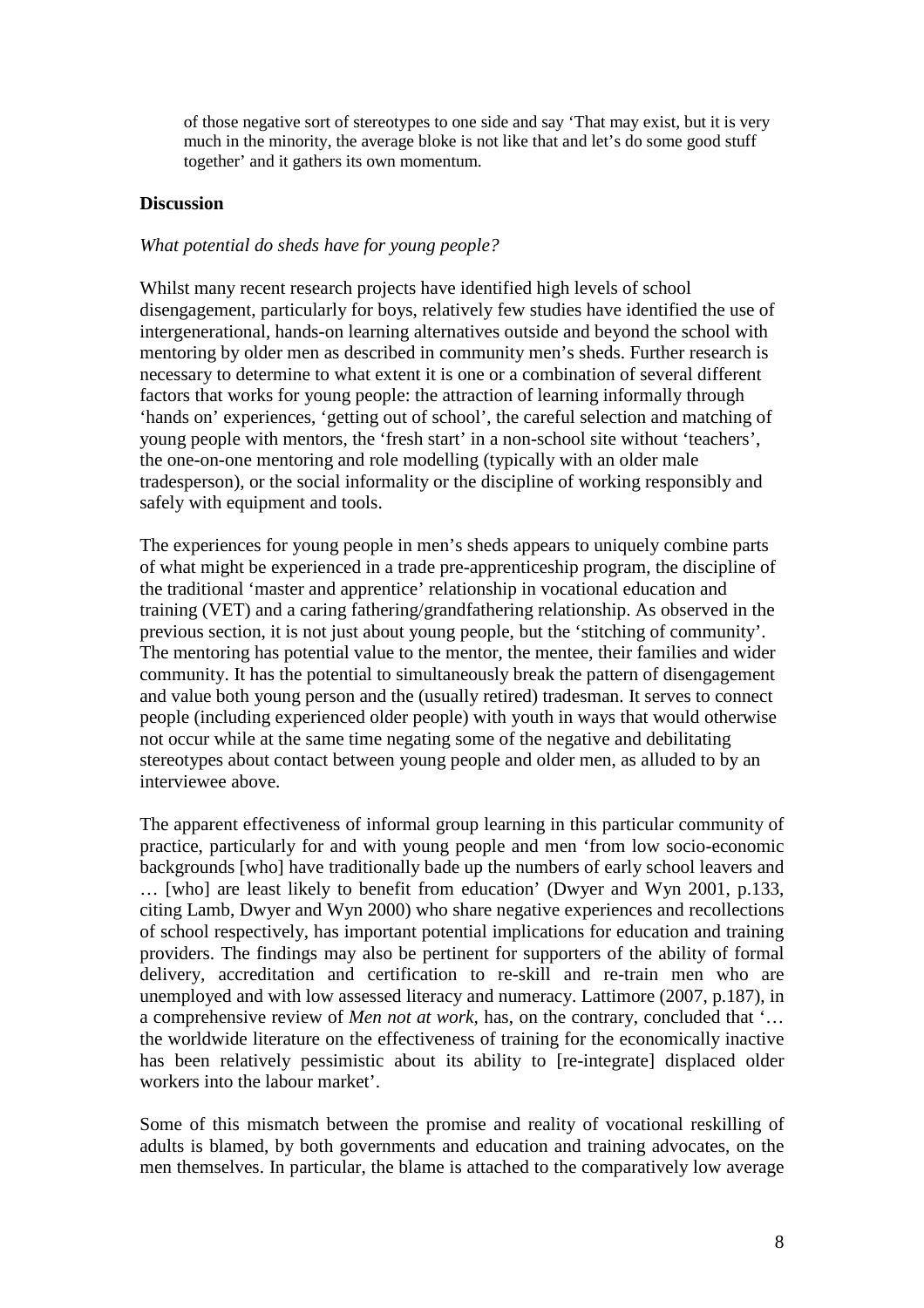> of those negative sort of stereotypes to one side and say 'That may exist, but it is very much in the minority, the average bloke is not like that and let's do some good stuff together' and it gathers its own momentum.

## Discussion

*What potential do sheds have for young people?*

Whilst many recent research projects have identified high levels of school disengagement, particularly for boys, relatively few studies have identified the use of intergenerational, hands-on learning alternatives outside and beyond the school with mentoring by older men as described in community men's sheds. Further research is necessary to determine to what extent it is one or a combination of several different factors that works for young people: the attraction of learning informally through 'hands on' experiences, 'getting out of school', the careful selection and matching of young people with mentors, the 'fresh start' in a non-school site without 'teachers', the one-on-one mentoring and role modelling (typically with an older male tradesperson), or the social informality or the discipline of working responsibly and safely with equipment and tools.

The experiences for young people in men's sheds appears to uniquely combine parts of what might be experienced in a trade pre-apprenticeship program, the discipline of the traditional 'master and apprentice' relationship in vocational education and training (VET) and a caring fathering/grandfathering relationship. As observed in the previous section, it is not just about young people, but the 'stitching of community'. The mentoring has potential value to the mentor, the mentee, their families and wider community. It has the potential to simultaneously break the pattern of disengagement and value both young person and the (usually retired) tradesman. It serves to connect people (including experienced older people) with youth in ways that would otherwise not occur while at the same time negating some of the negative and debilitating stereotypes about contact between young people and older men, as alluded to by an interviewee above.

The apparent effectiveness of informal group learning in this particular community of practice, particularly for and with young people and men 'from low socio-economic backgrounds [who] have traditionally bade up the numbers of early school leavers and … [who] are least likely to benefit from education' (Dwyer and Wyn 2001, p.133, citing Lamb, Dwyer and Wyn 2000) who share negative experiences and recollections of school respectively, has important potential implications for education and training providers. The findings may also be pertinent for supporters of the ability of formal delivery, accreditation and certification to re-skill and re-train men who are unemployed and with low assessed literacy and numeracy. Lattimore (2007, p.187), in a comprehensive review of *Men not at work*, has, on the contrary, concluded that '… the worldwide literature on the effectiveness of training for the economically inactive has been relatively pessimistic about its ability to [re-integrate] displaced older workers into the labour market'.

Some of this mismatch between the promise and reality of vocational reskilling of adults is blamed, by both governments and education and training advocates, on the men themselves. In particular, the blame is attached to the comparatively low average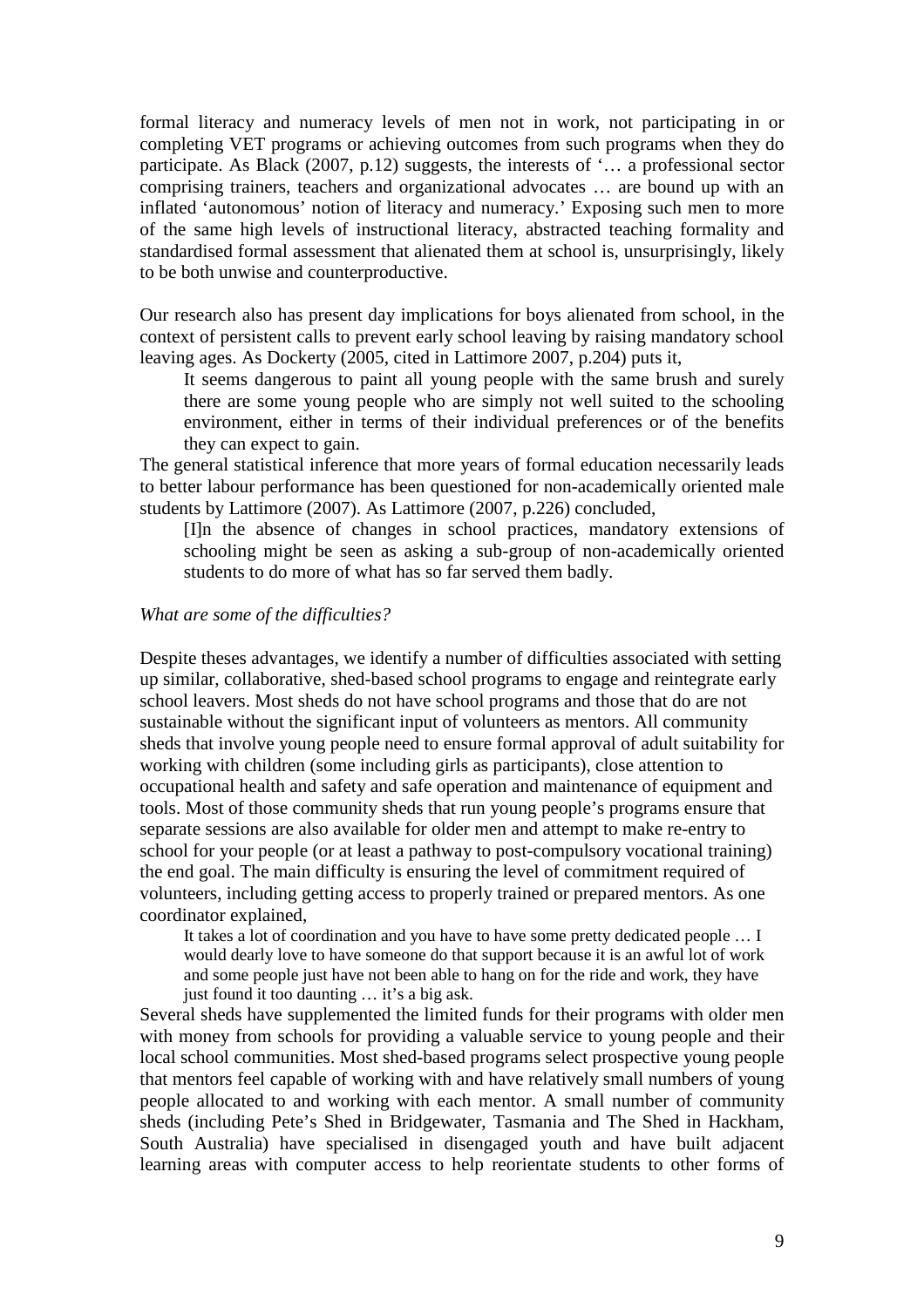formal literacy and numeracy levels of men not in work, not participating in or completing VET programs or achieving outcomes from such programs when they do participate. As Black (2007, p.12) suggests, the interests of '… a professional sector comprising trainers, teachers and organizational advocates … are bound up with an inflated 'autonomous' notion of literacy and numeracy.' Exposing such men to more of the same high levels of instructional literacy, abstracted teaching formality and standardised formal assessment that alienated them at school is, unsurprisingly, likely to be both unwise and counterproductive.

Our research also has present day implications for boys alienated from school, in the context of persistent calls to prevent early school leaving by raising mandatory school leaving ages. As Dockerty (2005, cited in Lattimore 2007, p.204) puts it,

> It seems dangerous to paint all young people with the same brush and surely there are some young people who are simply not well suited to the schooling environment, either in terms of their individual preferences or of the benefits they can expect to gain.

The general statistical inference that more years of formal education necessarily leads to better labour performance has been questioned for non-academically oriented male students by Lattimore (2007). As Lattimore (2007, p.226) concluded,

> [I]n the absence of changes in school practices, mandatory extensions of schooling might be seen as asking a sub-group of non-academically oriented students to do more of what has so far served them badly.

*What are some of the difficulties?*

Despite theses advantages, we identify a number of difficulties associated with setting up similar, collaborative, shed-based school programs to engage and reintegrate early school leavers. Most sheds do not have school programs and those that do are not sustainable without the significant input of volunteers as mentors. All community sheds that involve young people need to ensure formal approval of adult suitability for working with children (some including girls as participants), close attention to occupational health and safety and safe operation and maintenance of equipment and tools. Most of those community sheds that run young people's programs ensure that separate sessions are also available for older men and attempt to make re-entry to school for your people (or at least a pathway to post-compulsory vocational training) the end goal. The main difficulty is ensuring the level of commitment required of volunteers, including getting access to properly trained or prepared mentors. As one coordinator explained,

> It takes a lot of coordination and you have to have some pretty dedicated people … I would dearly love to have someone do that support because it is an awful lot of work and some people just have not been able to hang on for the ride and work, they have just found it too daunting … it's a big ask.

Several sheds have supplemented the limited funds for their programs with older men with money from schools for providing a valuable service to young people and their local school communities. Most shed-based programs select prospective young people that mentors feel capable of working with and have relatively small numbers of young people allocated to and working with each mentor. A small number of community sheds (including Pete's Shed in Bridgewater, Tasmania and The Shed in Hackham, South Australia) have specialised in disengaged youth and have built adjacent learning areas with computer access to help reorientate students to other forms of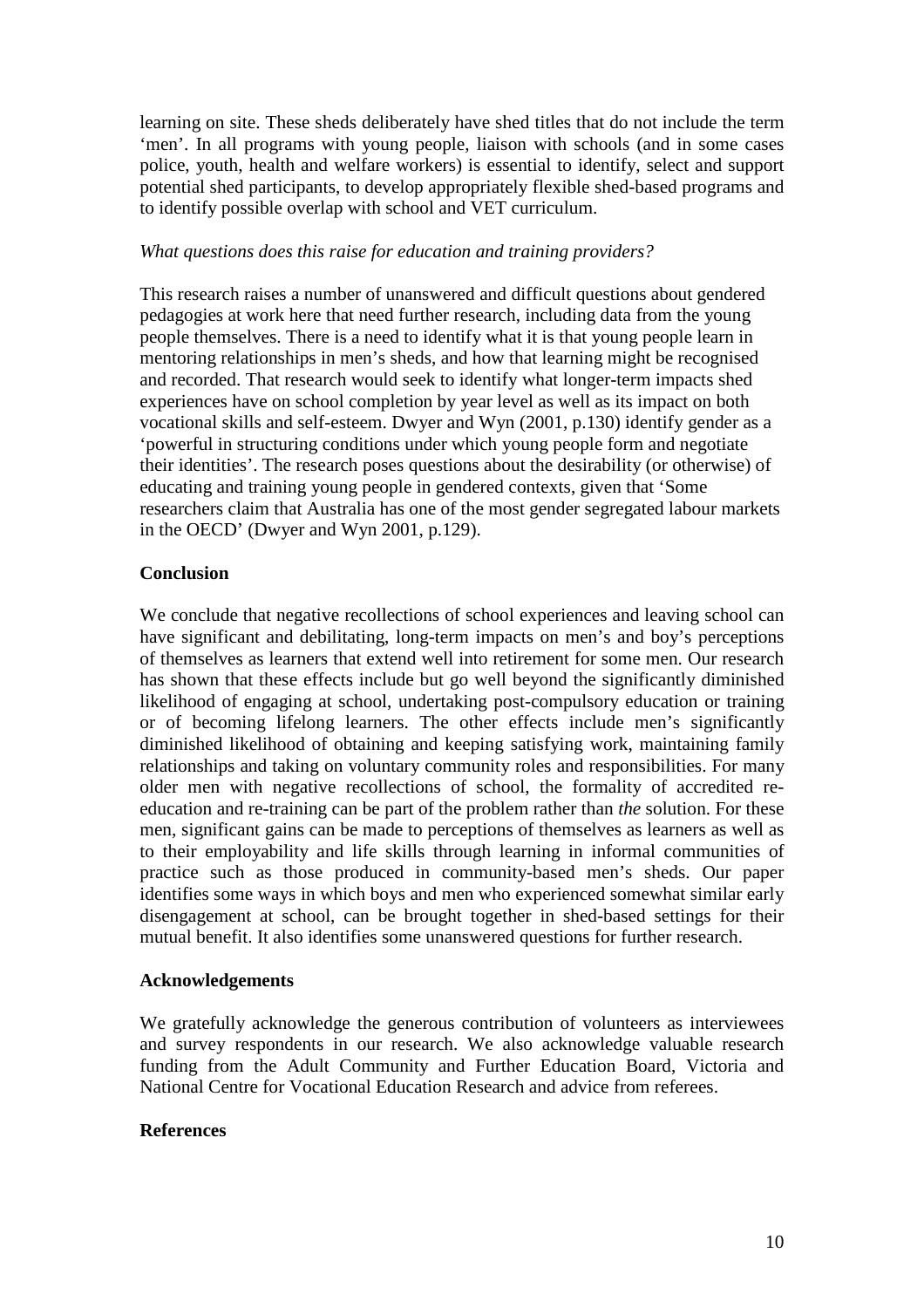learning on site. These sheds deliberately have shed titles that do not include the term 'men'. In all programs with young people, liaison with schools (and in some cases police, youth, health and welfare workers) is essential to identify, select and support potential shed participants, to develop appropriately flexible shed-based programs and to identify possible overlap with school and VET curriculum.

*What questions does this raise for education and training providers?*

This research raises a number of unanswered and difficult questions about gendered pedagogies at work here that need further research, including data from the young people themselves. There is a need to identify what it is that young people learn in mentoring relationships in men's sheds, and how that learning might be recognised and recorded. That research would seek to identify what longer-term impacts shed experiences have on school completion by year level as well as its impact on both vocational skills and self-esteem. Dwyer and Wyn (2001, p.130) identify gender as a 'powerful in structuring conditions under which young people form and negotiate their identities'. The research poses questions about the desirability (or otherwise) of educating and training young people in gendered contexts, given that 'Some researchers claim that Australia has one of the most gender segregated labour markets in the OECD' (Dwyer and Wyn 2001, p.129).

**Conclusion**

We conclude that negative recollections of school experiences and leaving school can have significant and debilitating, long-term impacts on men's and boy's perceptions of themselves as learners that extend well into retirement for some men. Our research has shown that these effects include but go well beyond the significantly diminished likelihood of engaging at school, undertaking post-compulsory education or training or of becoming lifelong learners. The other effects include men's significantly diminished likelihood of obtaining and keeping satisfying work, maintaining family relationships and taking on voluntary community roles and responsibilities. For many older men with negative recollections of school, the formality of accredited re-education and re-training can be part of the problem rather than *the* solution. For these men, significant gains can be made to perceptions of themselves as learners as well as to their employability and life skills through learning in informal communities of practice such as those produced in community-based men's sheds. Our paper identifies some ways in which boys and men who experienced somewhat similar early disengagement at school, can be brought together in shed-based settings for their mutual benefit. It also identifies some unanswered questions for further research.

**Acknowledgements**

We gratefully acknowledge the generous contribution of volunteers as interviewees and survey respondents in our research. We also acknowledge valuable research funding from the Adult Community and Further Education Board, Victoria and National Centre for Vocational Education Research and advice from referees.

**References**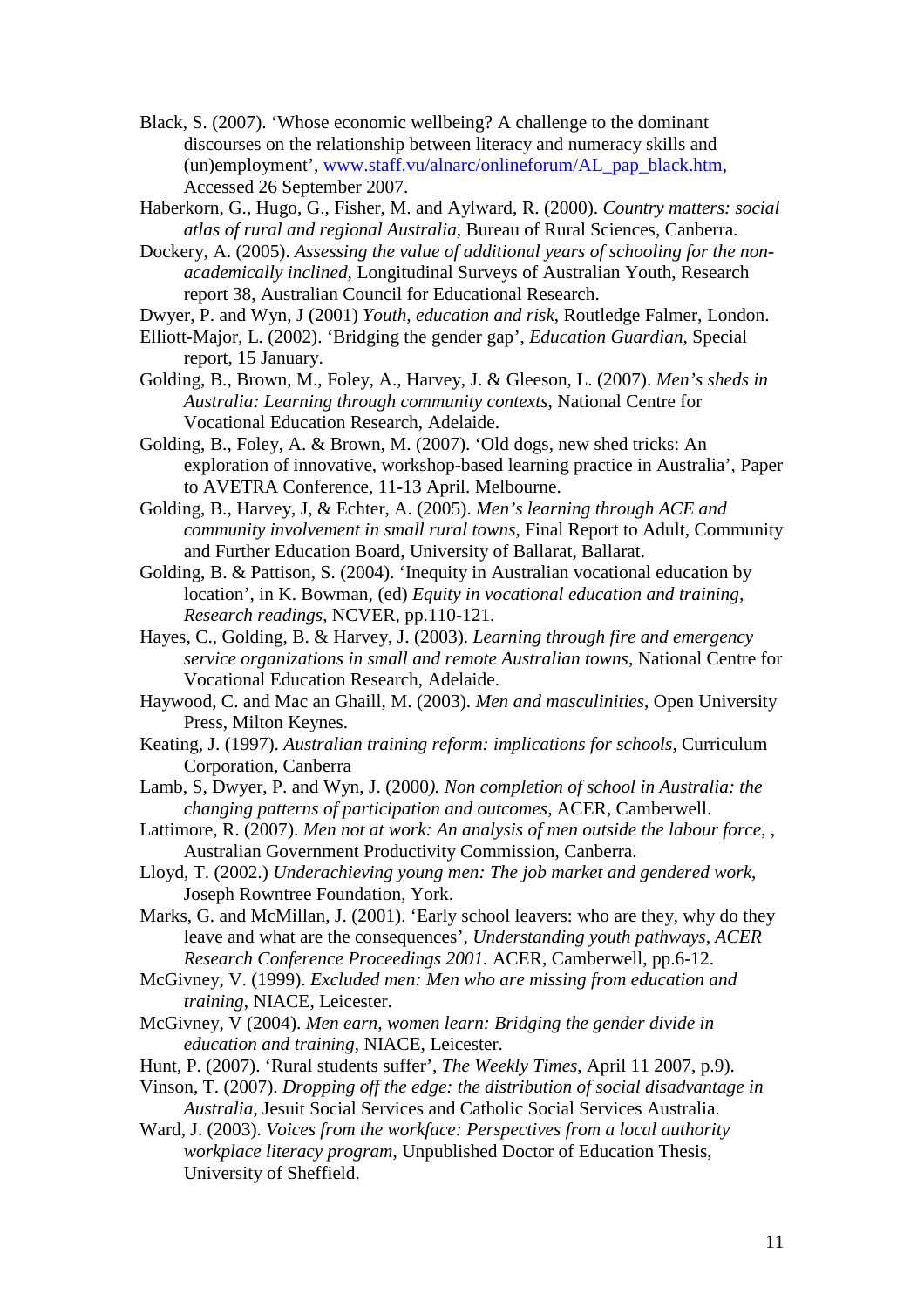Black, S. (2007). 'Whose economic wellbeing? A challenge to the dominant discourses on the relationship between literacy and numeracy skills and (un)employment', www.staff.vu/alnarc/onlineforum/AL_pap_black.htm, Accessed 26 September 2007.

Haberkorn, G., Hugo, G., Fisher, M. and Aylward, R. (2000). *Country matters: social atlas of rural and regional Australia*, Bureau of Rural Sciences, Canberra.

Dockery, A. (2005). *Assessing the value of additional years of schooling for the non-academically inclined*, Longitudinal Surveys of Australian Youth, Research report 38, Australian Council for Educational Research.

Dwyer, P. and Wyn, J (2001) *Youth, education and risk*, Routledge Falmer, London.

Elliott-Major, L. (2002). 'Bridging the gender gap', *Education Guardian*, Special report, 15 January.

Golding, B., Brown, M., Foley, A., Harvey, J. & Gleeson, L. (2007). *Men's sheds in Australia: Learning through community contexts*, National Centre for Vocational Education Research, Adelaide.

Golding, B., Foley, A. & Brown, M. (2007). 'Old dogs, new shed tricks: An exploration of innovative, workshop-based learning practice in Australia', Paper to AVETRA Conference, 11-13 April. Melbourne.

Golding, B., Harvey, J, & Echter, A. (2005). *Men's learning through ACE and community involvement in small rural towns*, Final Report to Adult, Community and Further Education Board, University of Ballarat, Ballarat.

Golding, B. & Pattison, S. (2004). 'Inequity in Australian vocational education by location', in K. Bowman, (ed) *Equity in vocational education and training, Research readings*, NCVER, pp.110-121.

Hayes, C., Golding, B. & Harvey, J. (2003). *Learning through fire and emergency service organizations in small and remote Australian towns*, National Centre for Vocational Education Research, Adelaide.

Haywood, C. and Mac an Ghaill, M. (2003). *Men and masculinities*, Open University Press, Milton Keynes.

Keating, J. (1997). *Australian training reform: implications for schools*, Curriculum Corporation, Canberra

Lamb, S, Dwyer, P. and Wyn, J. (2000*). Non completion of school in Australia: the changing patterns of participation and outcomes*, ACER, Camberwell.

Lattimore, R. (2007). *Men not at work: An analysis of men outside the labour force*, , Australian Government Productivity Commission, Canberra.

Lloyd, T. (2002.) *Underachieving young men: The job market and gendered work*, Joseph Rowntree Foundation, York.

Marks, G. and McMillan, J. (2001). 'Early school leavers: who are they, why do they leave and what are the consequences', *Understanding youth pathways, ACER Research Conference Proceedings 2001.* ACER, Camberwell, pp.6-12.

McGivney, V. (1999). *Excluded men: Men who are missing from education and training*, NIACE, Leicester.

McGivney, V (2004). *Men earn, women learn: Bridging the gender divide in education and training*, NIACE, Leicester.

Hunt, P. (2007). 'Rural students suffer', *The Weekly Times*, April 11 2007, p.9).

Vinson, T. (2007). *Dropping off the edge: the distribution of social disadvantage in Australia*, Jesuit Social Services and Catholic Social Services Australia.

Ward, J. (2003). *Voices from the workface: Perspectives from a local authority workplace literacy program*, Unpublished Doctor of Education Thesis, University of Sheffield.